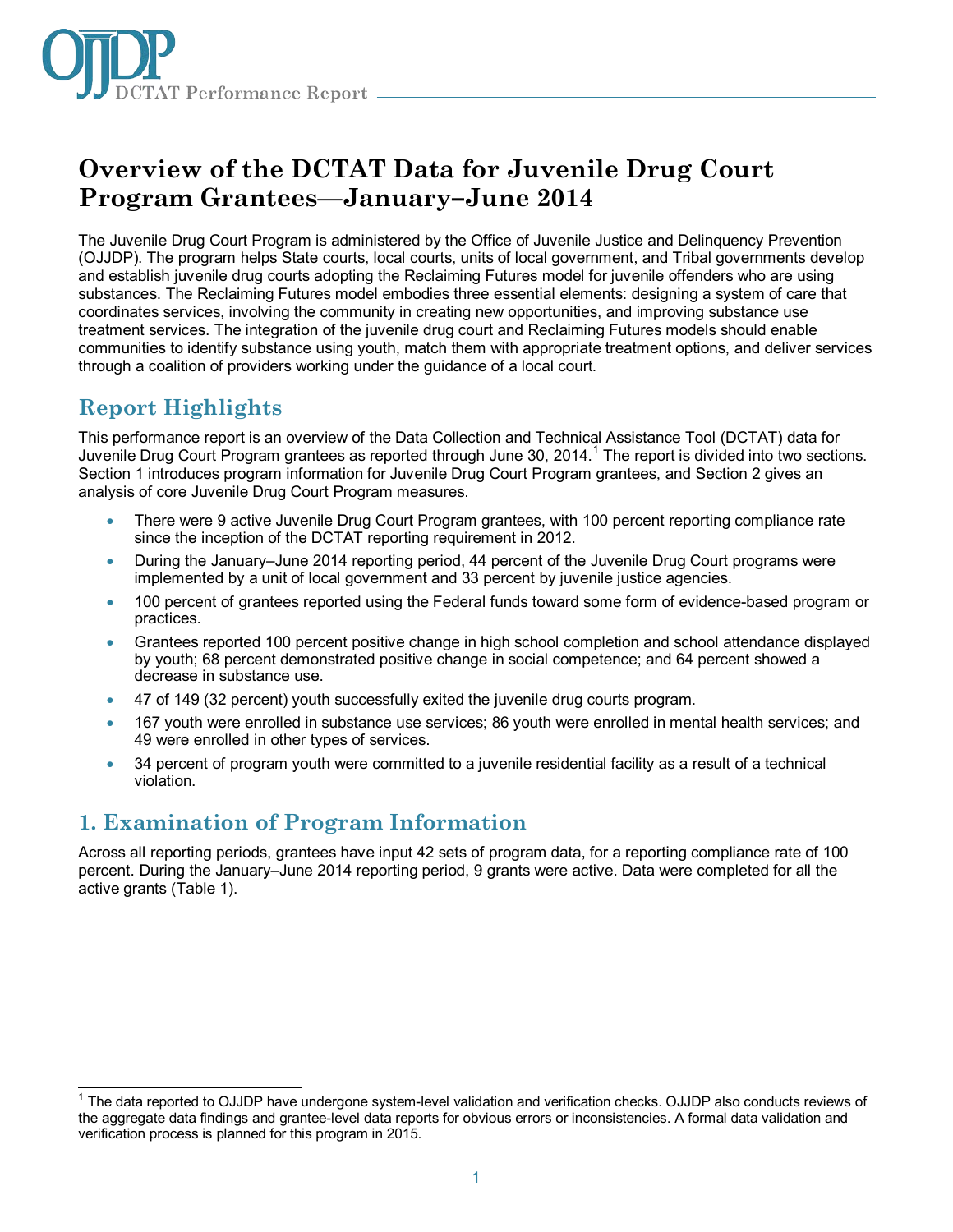# Overview of the DCTAT Data for Juvenile Drug Court Program Grantees—January–June 2014

The Juvenile Drug Court Program is administered by the Office of Juvenile Justice and Delinquency Prevention (OJJDP). The program helps State courts, local courts, units of local government, and Tribal governments develop and establish juvenile drug courts adopting the Reclaiming Futures model for juvenile offenders who are using substances. The Reclaiming Futures model embodies three essential elements: designing a system of care that coordinates services, involving the community in creating new opportunities, and improving substance use treatment services. The integration of the juvenile drug court and Reclaiming Futures models should enable communities to identify substance using youth, match them with appropriate treatment options, and deliver services through a coalition of providers working under the guidance of a local court.

## Report Highlights

This performance report is an overview of the Data Collection and Technical Assistance Tool (DCTAT) data for Juvenile Drug Court Program grantees as reported through June 30, 2014.[1] The report is divided into two sections. Section 1 introduces program information for Juvenile Drug Court Program grantees, and Section 2 gives an analysis of core Juvenile Drug Court Program measures.

- There were 9 active Juvenile Drug Court Program grantees, with 100 percent reporting compliance rate since the inception of the DCTAT reporting requirement in 2012.
- During the January–June 2014 reporting period, 44 percent of the Juvenile Drug Court programs were implemented by a unit of local government and 33 percent by juvenile justice agencies.
- 100 percent of grantees reported using the Federal funds toward some form of evidence-based program or practices.
- Grantees reported 100 percent positive change in high school completion and school attendance displayed by youth; 68 percent demonstrated positive change in social competence; and 64 percent showed a decrease in substance use.
- 47 of 149 (32 percent) youth successfully exited the juvenile drug courts program.
- 167 youth were enrolled in substance use services; 86 youth were enrolled in mental health services; and 49 were enrolled in other types of services.
- 34 percent of program youth were committed to a juvenile residential facility as a result of a technical violation.

## 1. Examination of Program Information

Across all reporting periods, grantees have input 42 sets of program data, for a reporting compliance rate of 100 percent. During the January–June 2014 reporting period, 9 grants were active. Data were completed for all the active grants (Table 1).

[1] The data reported to OJJDP have undergone system-level validation and verification checks. OJJDP also conducts reviews of the aggregate data findings and grantee-level data reports for obvious errors or inconsistencies. A formal data validation and verification process is planned for this program in 2015.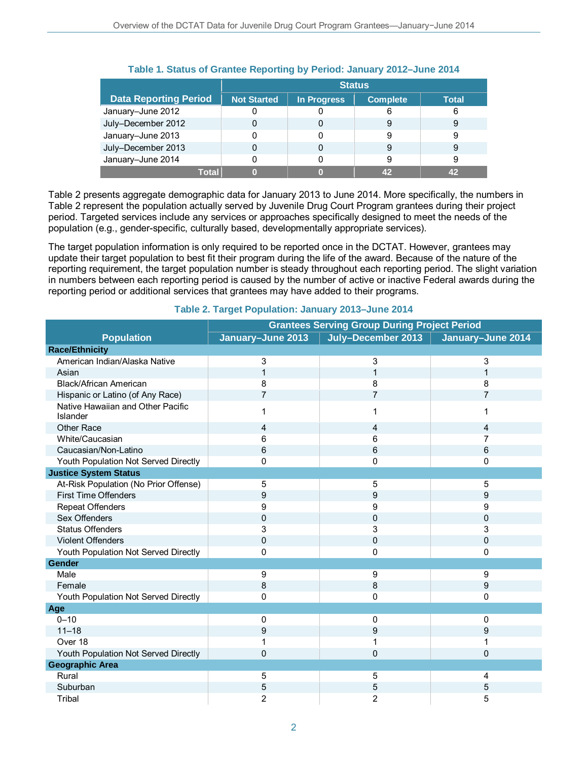**Table 1. Status of Grantee Reporting by Period: January 2012–June 2014**

| Data Reporting Period | Status | | | |
|---|---|---|---|---|
| | Not Started | In Progress | Complete | Total |
| January–June 2012 | 0 | 0 | 6 | 6 |
| July–December 2012 | 0 | 0 | 9 | 9 |
| January–June 2013 | 0 | 0 | 9 | 9 |
| July–December 2013 | 0 | 0 | 9 | 9 |
| January–June 2014 | 0 | 0 | 9 | 9 |
| **Total** | **0** | **0** | **42** | **42** |

Table 2 presents aggregate demographic data for January 2013 to June 2014. More specifically, the numbers in Table 2 represent the population actually served by Juvenile Drug Court Program grantees during their project period. Targeted services include any services or approaches specifically designed to meet the needs of the population (e.g., gender-specific, culturally based, developmentally appropriate services).

The target population information is only required to be reported once in the DCTAT. However, grantees may update their target population to best fit their program during the life of the award. Because of the nature of the reporting requirement, the target population number is steady throughout each reporting period. The slight variation in numbers between each reporting period is caused by the number of active or inactive Federal awards during the reporting period or additional services that grantees may have added to their programs.

**Table 2. Target Population: January 2013–June 2014**

| Population | Grantees Serving Group During Project Period | | |
|---|---|---|---|
| | January–June 2013 | July–December 2013 | January–June 2014 |
| **Race/Ethnicity** | | | |
| American Indian/Alaska Native | 3 | 3 | 3 |
| Asian | 1 | 1 | 1 |
| Black/African American | 8 | 8 | 8 |
| Hispanic or Latino (of Any Race) | 7 | 7 | 7 |
| Native Hawaiian and Other Pacific Islander | 1 | 1 | 1 |
| Other Race | 4 | 4 | 4 |
| White/Caucasian | 6 | 6 | 7 |
| Caucasian/Non-Latino | 6 | 6 | 6 |
| Youth Population Not Served Directly | 0 | 0 | 0 |
| **Justice System Status** | | | |
| At-Risk Population (No Prior Offense) | 5 | 5 | 5 |
| First Time Offenders | 9 | 9 | 9 |
| Repeat Offenders | 9 | 9 | 9 |
| Sex Offenders | 0 | 0 | 0 |
| Status Offenders | 3 | 3 | 3 |
| Violent Offenders | 0 | 0 | 0 |
| Youth Population Not Served Directly | 0 | 0 | 0 |
| **Gender** | | | |
| Male | 9 | 9 | 9 |
| Female | 8 | 8 | 9 |
| Youth Population Not Served Directly | 0 | 0 | 0 |
| **Age** | | | |
| 0–10 | 0 | 0 | 0 |
| 11–18 | 9 | 9 | 9 |
| Over 18 | 1 | 1 | 1 |
| Youth Population Not Served Directly | 0 | 0 | 0 |
| **Geographic Area** | | | |
| Rural | 5 | 5 | 4 |
| Suburban | 5 | 5 | 5 |
| Tribal | 2 | 2 | 5 |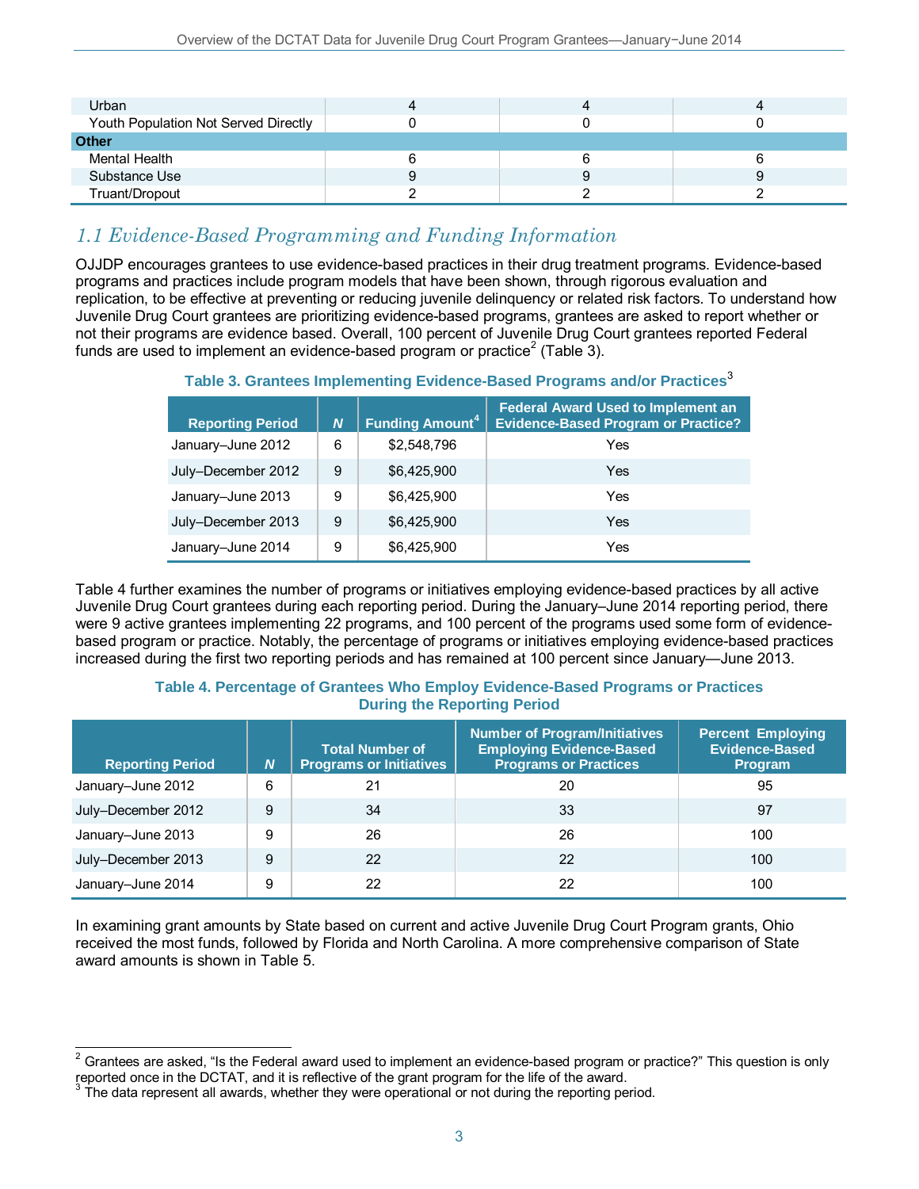| | | | |
|---|---|---|---|
| Urban | 4 | 4 | 4 |
| Youth Population Not Served Directly | 0 | 0 | 0 |
| **Other** | | | |
| Mental Health | 6 | 6 | 6 |
| Substance Use | 9 | 9 | 9 |
| Truant/Dropout | 2 | 2 | 2 |

## *1.1 Evidence-Based Programming and Funding Information*

OJJDP encourages grantees to use evidence-based practices in their drug treatment programs. Evidence-based programs and practices include program models that have been shown, through rigorous evaluation and replication, to be effective at preventing or reducing juvenile delinquency or related risk factors. To understand how Juvenile Drug Court grantees are prioritizing evidence-based programs, grantees are asked to report whether or not their programs are evidence based. Overall, 100 percent of Juvenile Drug Court grantees reported Federal funds are used to implement an evidence-based program or practice[2] (Table 3).

**Table 3. Grantees Implementing Evidence-Based Programs and/or Practices[3]**

| Reporting Period | *N* | Funding Amount[4] | Federal Award Used to Implement an Evidence-Based Program or Practice? |
|---|---|---|---|
| January–June 2012 | 6 | $2,548,796 | Yes |
| July–December 2012 | 9 | $6,425,900 | Yes |
| January–June 2013 | 9 | $6,425,900 | Yes |
| July–December 2013 | 9 | $6,425,900 | Yes |
| January–June 2014 | 9 | $6,425,900 | Yes |

Table 4 further examines the number of programs or initiatives employing evidence-based practices by all active Juvenile Drug Court grantees during each reporting period. During the January–June 2014 reporting period, there were 9 active grantees implementing 22 programs, and 100 percent of the programs used some form of evidence-based program or practice. Notably, the percentage of programs or initiatives employing evidence-based practices increased during the first two reporting periods and has remained at 100 percent since January—June 2013.

**Table 4. Percentage of Grantees Who Employ Evidence-Based Programs or Practices During the Reporting Period**

| Reporting Period | *N* | Total Number of Programs or Initiatives | Number of Program/Initiatives Employing Evidence-Based Programs or Practices | Percent Employing Evidence-Based Program |
|---|---|---|---|---|
| January–June 2012 | 6 | 21 | 20 | 95 |
| July–December 2012 | 9 | 34 | 33 | 97 |
| January–June 2013 | 9 | 26 | 26 | 100 |
| July–December 2013 | 9 | 22 | 22 | 100 |
| January–June 2014 | 9 | 22 | 22 | 100 |

In examining grant amounts by State based on current and active Juvenile Drug Court Program grants, Ohio received the most funds, followed by Florida and North Carolina. A more comprehensive comparison of State award amounts is shown in Table 5.

[2] Grantees are asked, "Is the Federal award used to implement an evidence-based program or practice?" This question is only reported once in the DCTAT, and it is reflective of the grant program for the life of the award.

[3] The data represent all awards, whether they were operational or not during the reporting period.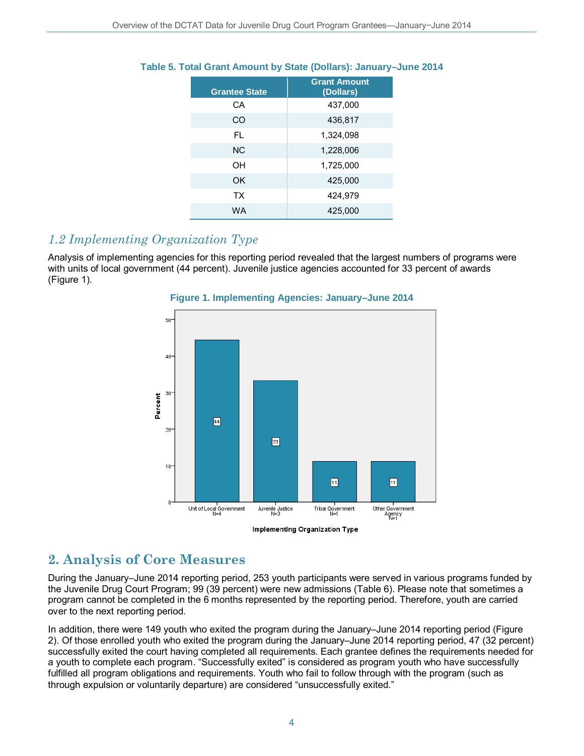**Table 5. Total Grant Amount by State (Dollars): January–June 2014**

| Grantee State | Grant Amount (Dollars) |
|---|---|
| CA | 437,000 |
| CO | 436,817 |
| FL | 1,324,098 |
| NC | 1,228,006 |
| OH | 1,725,000 |
| OK | 425,000 |
| TX | 424,979 |
| WA | 425,000 |

## *1.2 Implementing Organization Type*

Analysis of implementing agencies for this reporting period revealed that the largest numbers of programs were with units of local government (44 percent). Juvenile justice agencies accounted for 33 percent of awards (Figure 1).

**Figure 1. Implementing Agencies: January–June 2014**

| Implementing Organization Type | Percent |
|---|---|
| Unit of Local Government N=4 | 44 |
| Juvenile Justice N=3 | 33 |
| Tribal Government N=1 | 11 |
| Other Government Agency N=1 | 11 |

# 2. Analysis of Core Measures

During the January–June 2014 reporting period, 253 youth participants were served in various programs funded by the Juvenile Drug Court Program; 99 (39 percent) were new admissions (Table 6). Please note that sometimes a program cannot be completed in the 6 months represented by the reporting period. Therefore, youth are carried over to the next reporting period.

In addition, there were 149 youth who exited the program during the January–June 2014 reporting period (Figure 2). Of those enrolled youth who exited the program during the January–June 2014 reporting period, 47 (32 percent) successfully exited the court having completed all requirements. Each grantee defines the requirements needed for a youth to complete each program. "Successfully exited" is considered as program youth who have successfully fulfilled all program obligations and requirements. Youth who fail to follow through with the program (such as through expulsion or voluntarily departure) are considered "unsuccessfully exited."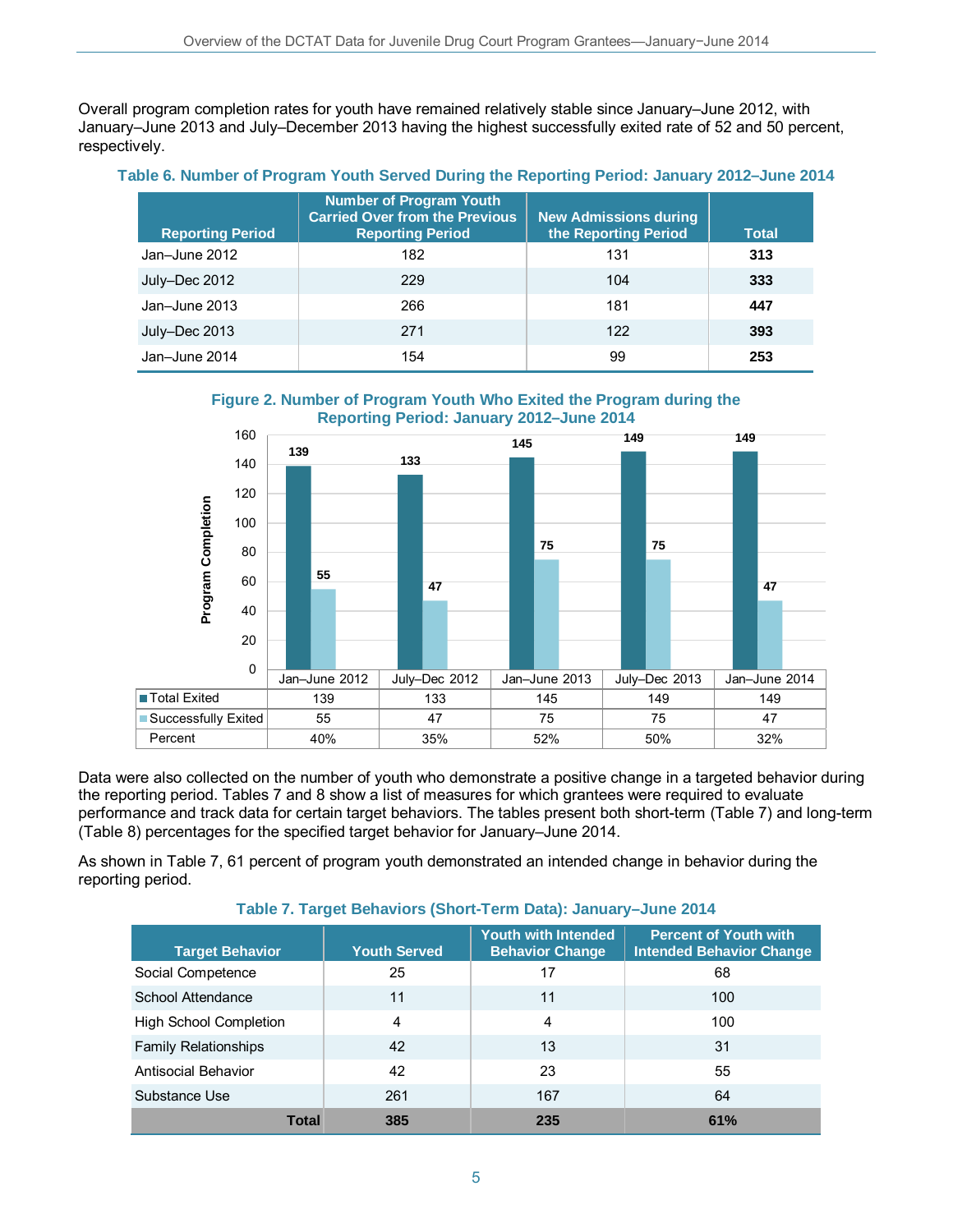Overall program completion rates for youth have remained relatively stable since January–June 2012, with January–June 2013 and July–December 2013 having the highest successfully exited rate of 52 and 50 percent, respectively.

**Table 6. Number of Program Youth Served During the Reporting Period: January 2012–June 2014**

| Reporting Period | Number of Program Youth Carried Over from the Previous Reporting Period | New Admissions during the Reporting Period | Total |
|---|---|---|---|
| Jan–June 2012 | 182 | 131 | **313** |
| July–Dec 2012 | 229 | 104 | **333** |
| Jan–June 2013 | 266 | 181 | **447** |
| July–Dec 2013 | 271 | 122 | **393** |
| Jan–June 2014 | 154 | 99 | **253** |

**Figure 2. Number of Program Youth Who Exited the Program during the Reporting Period: January 2012–June 2014**

| | Jan–June 2012 | July–Dec 2012 | Jan–June 2013 | July–Dec 2013 | Jan–June 2014 |
|---|---|---|---|---|---|
| Total Exited | 139 | 133 | 145 | 149 | 149 |
| Successfully Exited | 55 | 47 | 75 | 75 | 47 |
| Percent | 40% | 35% | 52% | 50% | 32% |

Data were also collected on the number of youth who demonstrate a positive change in a targeted behavior during the reporting period. Tables 7 and 8 show a list of measures for which grantees were required to evaluate performance and track data for certain target behaviors. The tables present both short-term (Table 7) and long-term (Table 8) percentages for the specified target behavior for January–June 2014.

As shown in Table 7, 61 percent of program youth demonstrated an intended change in behavior during the reporting period.

**Table 7. Target Behaviors (Short-Term Data): January–June 2014**

| Target Behavior | Youth Served | Youth with Intended Behavior Change | Percent of Youth with Intended Behavior Change |
|---|---|---|---|
| Social Competence | 25 | 17 | 68 |
| School Attendance | 11 | 11 | 100 |
| High School Completion | 4 | 4 | 100 |
| Family Relationships | 42 | 13 | 31 |
| Antisocial Behavior | 42 | 23 | 55 |
| Substance Use | 261 | 167 | 64 |
| **Total** | **385** | **235** | **61%** |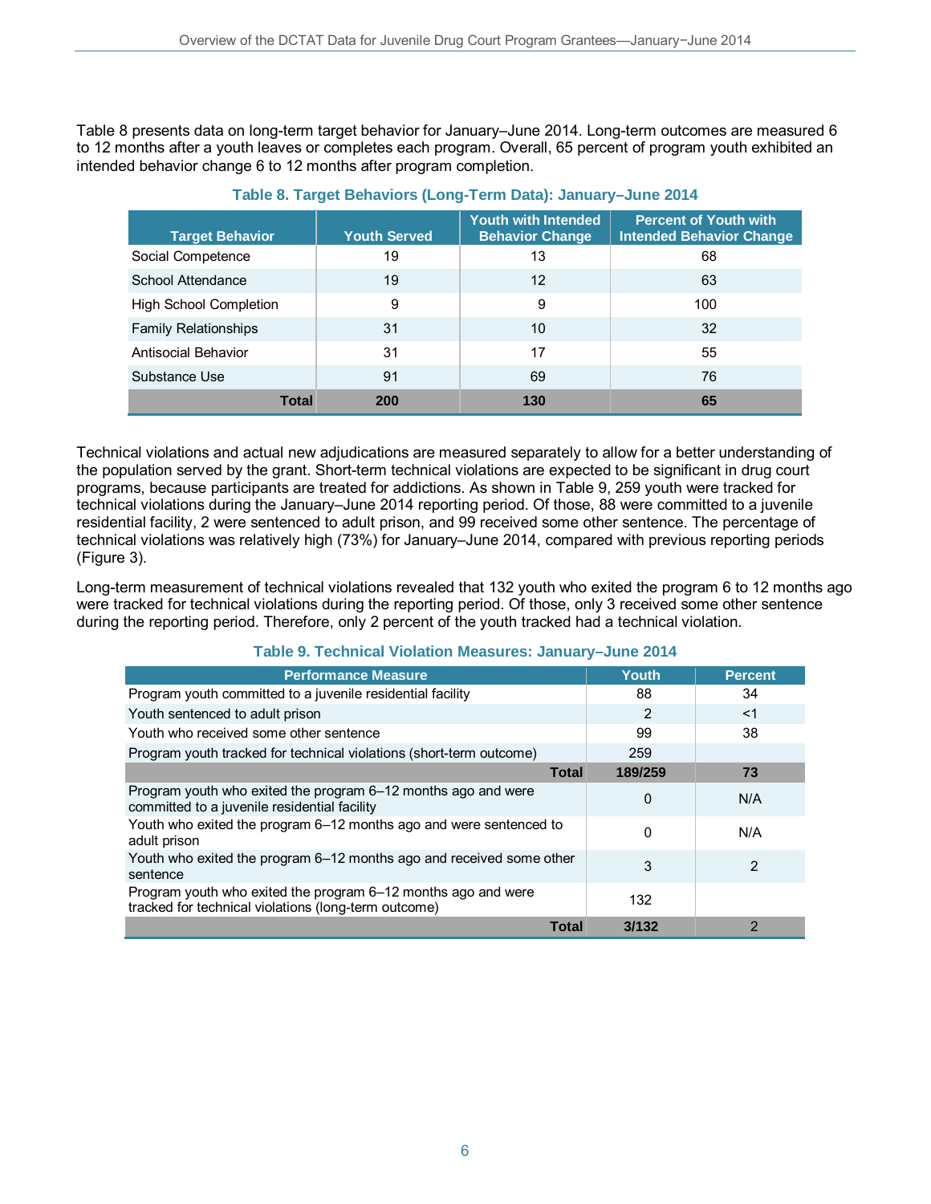Table 8 presents data on long-term target behavior for January–June 2014. Long-term outcomes are measured 6 to 12 months after a youth leaves or completes each program. Overall, 65 percent of program youth exhibited an intended behavior change 6 to 12 months after program completion.

**Table 8. Target Behaviors (Long-Term Data): January–June 2014**

| Target Behavior | Youth Served | Youth with Intended Behavior Change | Percent of Youth with Intended Behavior Change |
|---|---|---|---|
| Social Competence | 19 | 13 | 68 |
| School Attendance | 19 | 12 | 63 |
| High School Completion | 9 | 9 | 100 |
| Family Relationships | 31 | 10 | 32 |
| Antisocial Behavior | 31 | 17 | 55 |
| Substance Use | 91 | 69 | 76 |
| **Total** | **200** | **130** | **65** |

Technical violations and actual new adjudications are measured separately to allow for a better understanding of the population served by the grant. Short-term technical violations are expected to be significant in drug court programs, because participants are treated for addictions. As shown in Table 9, 259 youth were tracked for technical violations during the January–June 2014 reporting period. Of those, 88 were committed to a juvenile residential facility, 2 were sentenced to adult prison, and 99 received some other sentence. The percentage of technical violations was relatively high (73%) for January–June 2014, compared with previous reporting periods (Figure 3).

Long-term measurement of technical violations revealed that 132 youth who exited the program 6 to 12 months ago were tracked for technical violations during the reporting period. Of those, only 3 received some other sentence during the reporting period. Therefore, only 2 percent of the youth tracked had a technical violation.

**Table 9. Technical Violation Measures: January–June 2014**

| Performance Measure | Youth | Percent |
|---|---|---|
| Program youth committed to a juvenile residential facility | 88 | 34 |
| Youth sentenced to adult prison | 2 | <1 |
| Youth who received some other sentence | 99 | 38 |
| Program youth tracked for technical violations (short-term outcome) | 259 | |
| **Total** | **189/259** | **73** |
| Program youth who exited the program 6–12 months ago and were committed to a juvenile residential facility | 0 | N/A |
| Youth who exited the program 6–12 months ago and were sentenced to adult prison | 0 | N/A |
| Youth who exited the program 6–12 months ago and received some other sentence | 3 | 2 |
| Program youth who exited the program 6–12 months ago and were tracked for technical violations (long-term outcome) | 132 | |
| **Total** | **3/132** | 2 |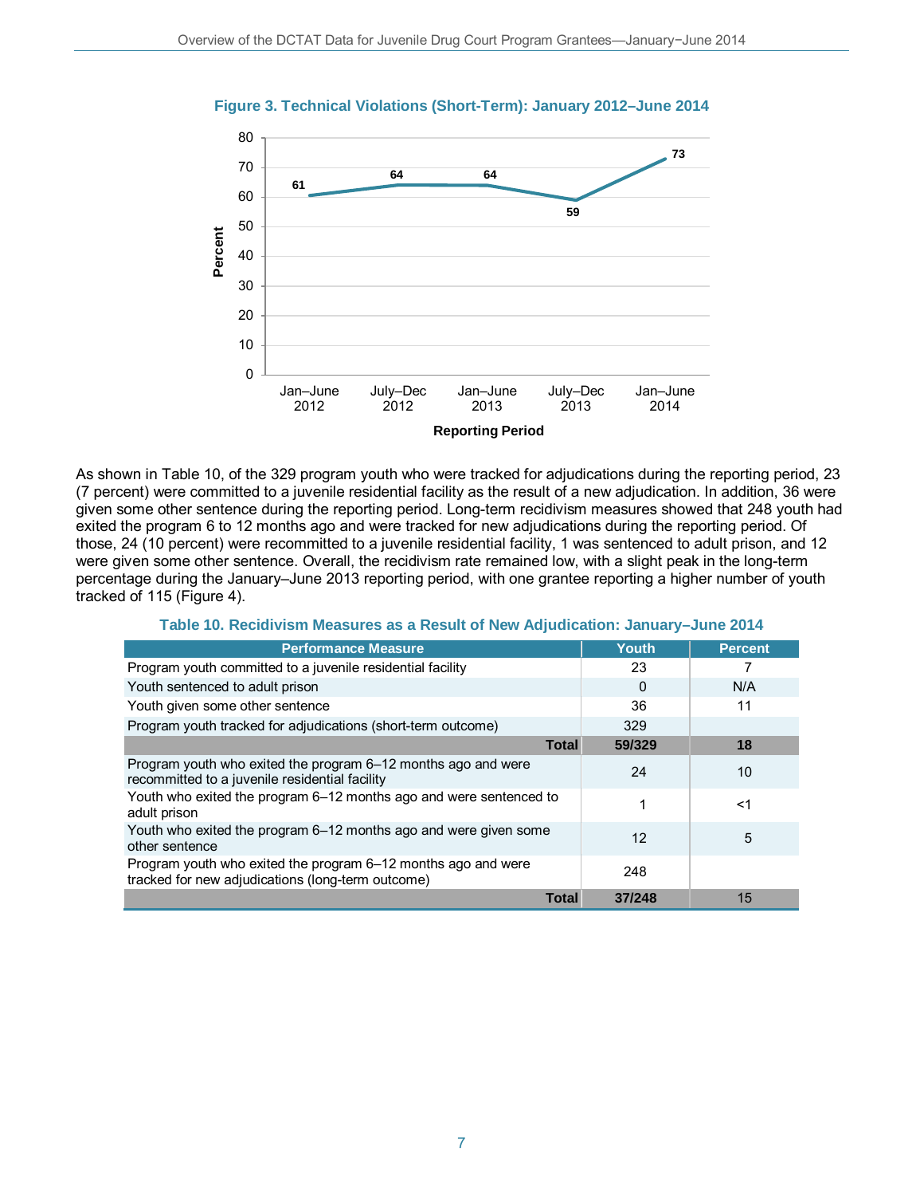**Figure 3. Technical Violations (Short-Term): January 2012–June 2014**

| Reporting Period | Percent |
|---|---|
| Jan–June 2012 | 61 |
| July–Dec 2012 | 64 |
| Jan–June 2013 | 64 |
| July–Dec 2013 | 59 |
| Jan–June 2014 | 73 |

As shown in Table 10, of the 329 program youth who were tracked for adjudications during the reporting period, 23 (7 percent) were committed to a juvenile residential facility as the result of a new adjudication. In addition, 36 were given some other sentence during the reporting period. Long-term recidivism measures showed that 248 youth had exited the program 6 to 12 months ago and were tracked for new adjudications during the reporting period. Of those, 24 (10 percent) were recommitted to a juvenile residential facility, 1 was sentenced to adult prison, and 12 were given some other sentence. Overall, the recidivism rate remained low, with a slight peak in the long-term percentage during the January–June 2013 reporting period, with one grantee reporting a higher number of youth tracked of 115 (Figure 4).

**Table 10. Recidivism Measures as a Result of New Adjudication: January–June 2014**

| Performance Measure | Youth | Percent |
|---|---|---|
| Program youth committed to a juvenile residential facility | 23 | 7 |
| Youth sentenced to adult prison | 0 | N/A |
| Youth given some other sentence | 36 | 11 |
| Program youth tracked for adjudications (short-term outcome) | 329 | |
| **Total** | **59/329** | **18** |
| Program youth who exited the program 6–12 months ago and were recommitted to a juvenile residential facility | 24 | 10 |
| Youth who exited the program 6–12 months ago and were sentenced to adult prison | 1 | <1 |
| Youth who exited the program 6–12 months ago and were given some other sentence | 12 | 5 |
| Program youth who exited the program 6–12 months ago and were tracked for new adjudications (long-term outcome) | 248 | |
| **Total** | **37/248** | 15 |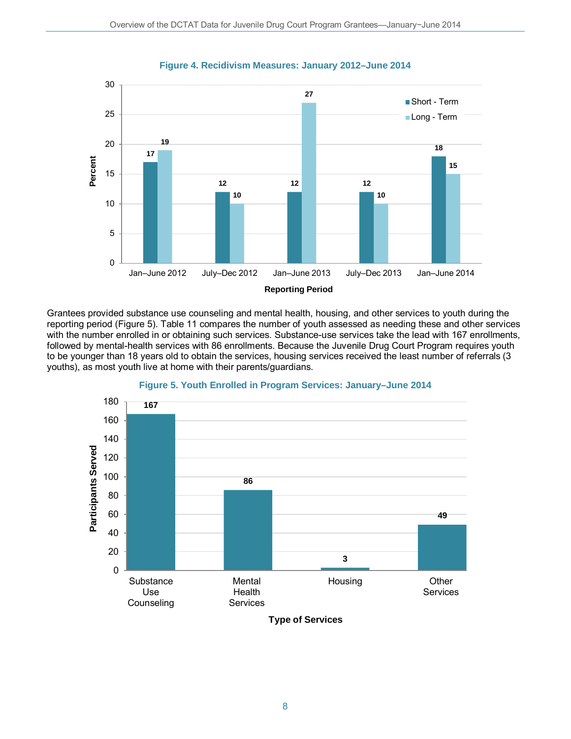**Figure 4. Recidivism Measures: January 2012–June 2014**

| Reporting Period | Short - Term | Long - Term |
|---|---|---|
| Jan–June 2012 | 17 | 19 |
| July–Dec 2012 | 12 | 10 |
| Jan–June 2013 | 12 | 27 |
| July–Dec 2013 | 12 | 10 |
| Jan–June 2014 | 18 | 15 |

Grantees provided substance use counseling and mental health, housing, and other services to youth during the reporting period (Figure 5). Table 11 compares the number of youth assessed as needing these and other services with the number enrolled in or obtaining such services. Substance-use services take the lead with 167 enrollments, followed by mental-health services with 86 enrollments. Because the Juvenile Drug Court Program requires youth to be younger than 18 years old to obtain the services, housing services received the least number of referrals (3 youths), as most youth live at home with their parents/guardians.

**Figure 5. Youth Enrolled in Program Services: January–June 2014**

| Type of Services | Participants Served |
|---|---|
| Substance Use Counseling | 167 |
| Mental Health Services | 86 |
| Housing | 3 |
| Other Services | 49 |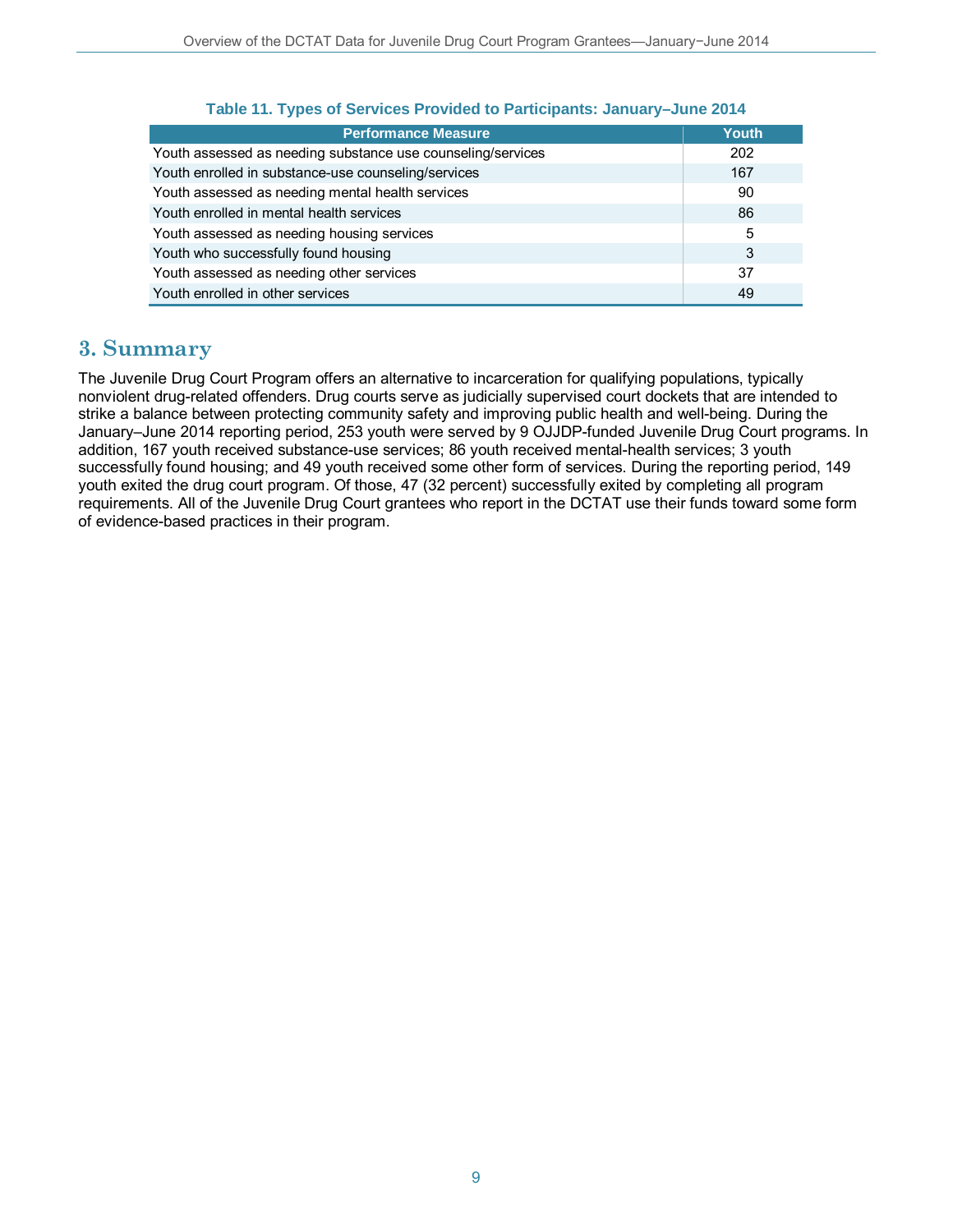**Table 11. Types of Services Provided to Participants: January–June 2014**

| Performance Measure | Youth |
|---|---|
| Youth assessed as needing substance use counseling/services | 202 |
| Youth enrolled in substance-use counseling/services | 167 |
| Youth assessed as needing mental health services | 90 |
| Youth enrolled in mental health services | 86 |
| Youth assessed as needing housing services | 5 |
| Youth who successfully found housing | 3 |
| Youth assessed as needing other services | 37 |
| Youth enrolled in other services | 49 |

## 3. Summary

The Juvenile Drug Court Program offers an alternative to incarceration for qualifying populations, typically nonviolent drug-related offenders. Drug courts serve as judicially supervised court dockets that are intended to strike a balance between protecting community safety and improving public health and well-being. During the January–June 2014 reporting period, 253 youth were served by 9 OJJDP-funded Juvenile Drug Court programs. In addition, 167 youth received substance-use services; 86 youth received mental-health services; 3 youth successfully found housing; and 49 youth received some other form of services. During the reporting period, 149 youth exited the drug court program. Of those, 47 (32 percent) successfully exited by completing all program requirements. All of the Juvenile Drug Court grantees who report in the DCTAT use their funds toward some form of evidence-based practices in their program.